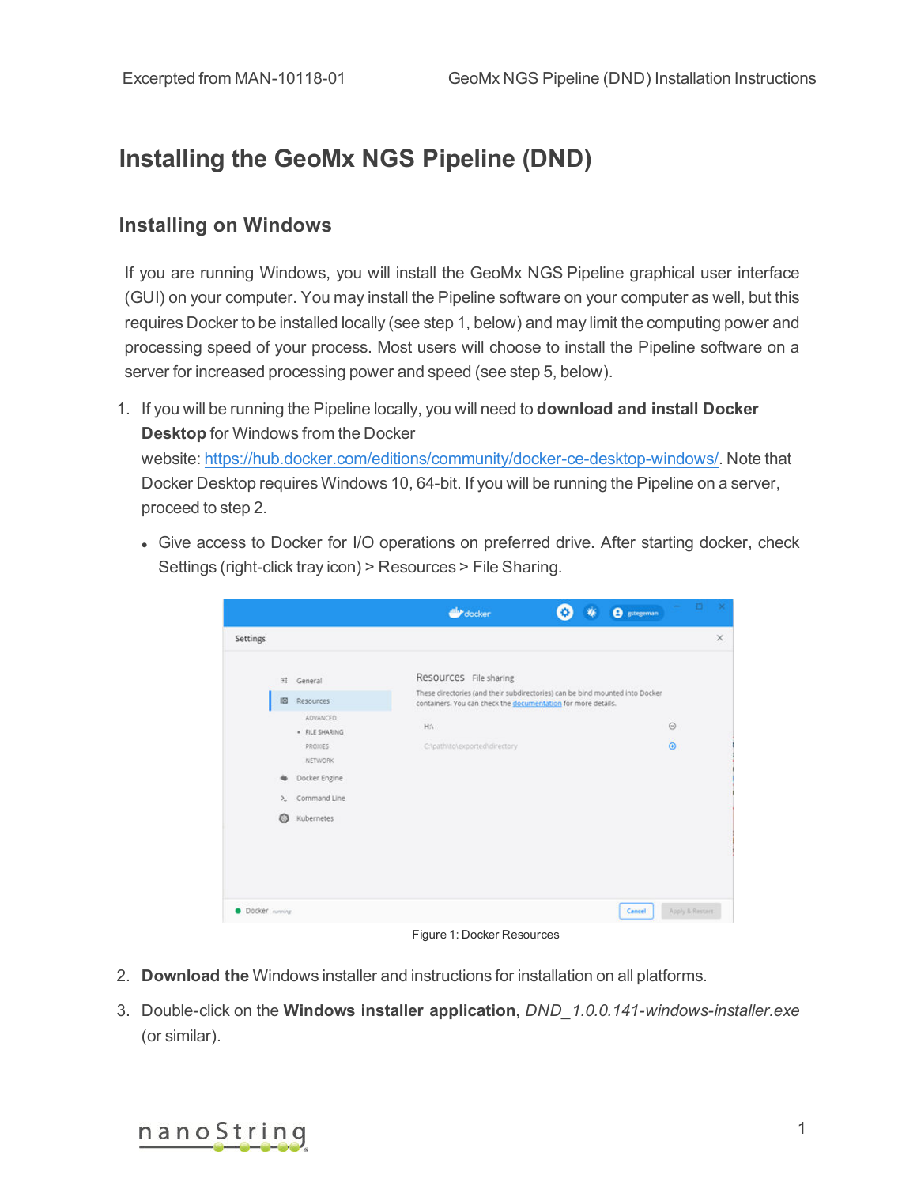# Installing the GeoMx NGS Pipeline (DND)

## Installing on Windows

If you are running Windows, you will install the GeoMx NGS Pipeline graphical user interface (GUI) on your computer. You may install the Pipeline software on your computer as well, but this requires Docker to be installed locally (see step 1, below) and may limit the computing power and processing speed of your process. Most users will choose to install the Pipeline software on a server for increased processing power and speed (see step 5, below).

1. If you will be running the Pipeline locally, you will need to **download and install Docker Desktop** for Windows from the Docker website: https://hub.docker.com/editions/community/docker-ce-desktop-windows/. Note that Docker Desktop requires Windows 10, 64-bit. If you will be running the Pipeline on a server, proceed to step 2.
   - Give access to Docker for I/O operations on preferred drive. After starting docker, check Settings (right-click tray icon) > Resources > File Sharing.

Figure 1: Docker Resources

2. **Download the** Windows installer and instructions for installation on all platforms.
3. Double-click on the **Windows installer application,** *DND_1.0.0.141-windows-installer.exe* (or similar).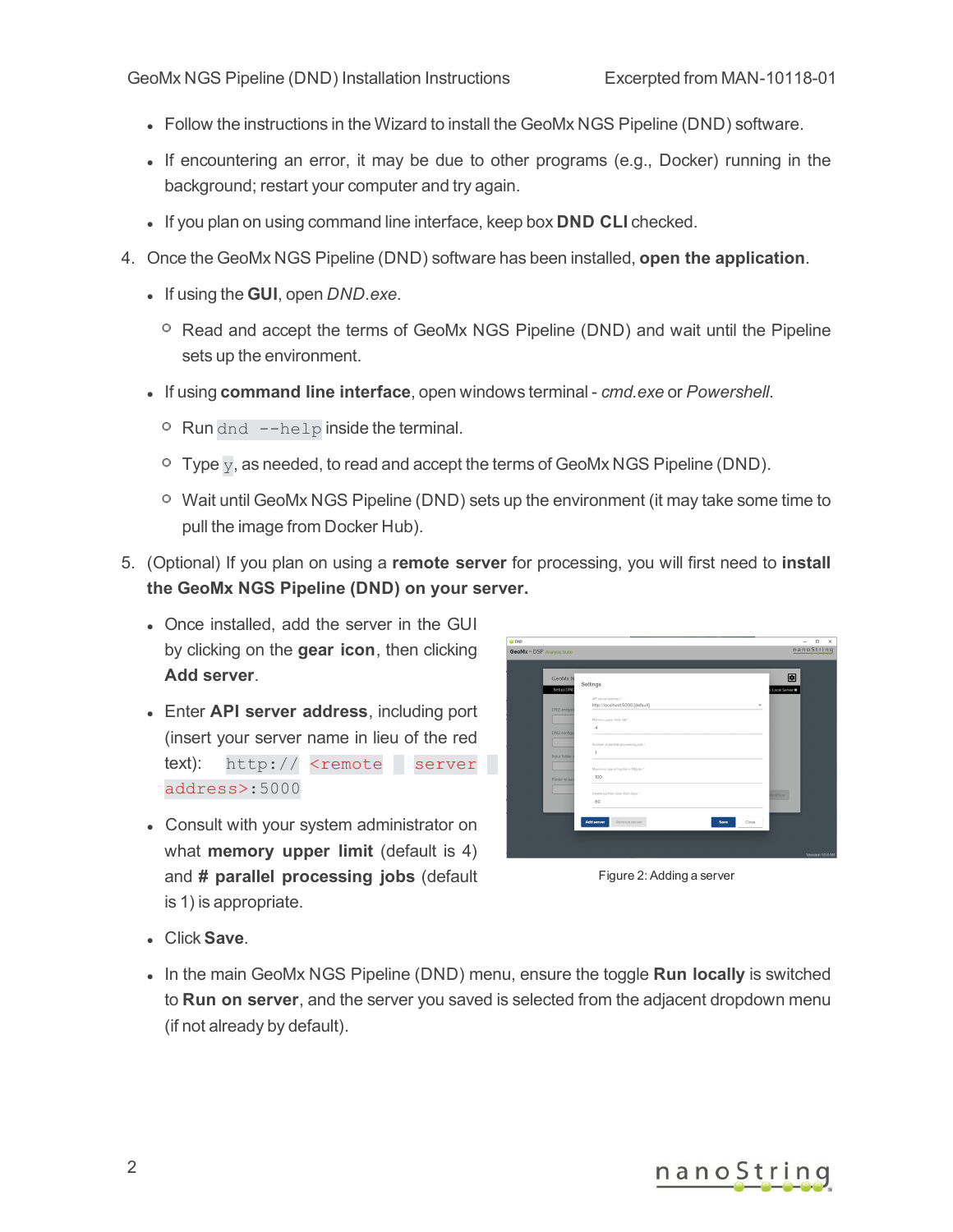- Follow the instructions in the Wizard to install the GeoMx NGS Pipeline (DND) software.
- If encountering an error, it may be due to other programs (e.g., Docker) running in the background; restart your computer and try again.
- If you plan on using command line interface, keep box **DND CLI** checked.

4. Once the GeoMx NGS Pipeline (DND) software has been installed, **open the application**.

   - If using the **GUI**, open *DND.exe*.
     - Read and accept the terms of GeoMx NGS Pipeline (DND) and wait until the Pipeline sets up the environment.
   - If using **command line interface**, open windows terminal - *cmd.exe* or *Powershell*.
     - Run `dnd --help` inside the terminal.
     - Type `y`, as needed, to read and accept the terms of GeoMx NGS Pipeline (DND).
     - Wait until GeoMx NGS Pipeline (DND) sets up the environment (it may take some time to pull the image from Docker Hub).

5. (Optional) If you plan on using a **remote server** for processing, you will first need to **install the GeoMx NGS Pipeline (DND) on your server.**

   - Once installed, add the server in the GUI by clicking on the **gear icon**, then clicking **Add server**.
   - Enter **API server address**, including port (insert your server name in lieu of the red text): `http://<remote server address>:5000`
   - Consult with your system administrator on what **memory upper limit** (default is 4) and **# parallel processing jobs** (default is 1) is appropriate.
   - Click **Save**.
   - In the main GeoMx NGS Pipeline (DND) menu, ensure the toggle **Run locally** is switched to **Run on server**, and the server you saved is selected from the adjacent dropdown menu (if not already by default).

Figure 2: Adding a server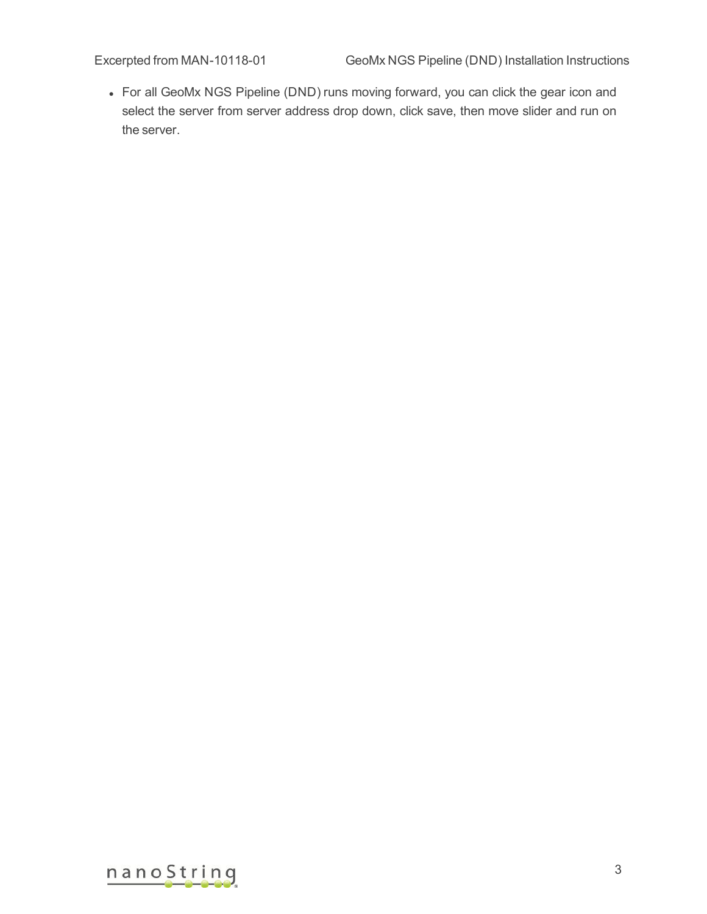- For all GeoMx NGS Pipeline (DND) runs moving forward, you can click the gear icon and select the server from server address drop down, click save, then move slider and run on the server.